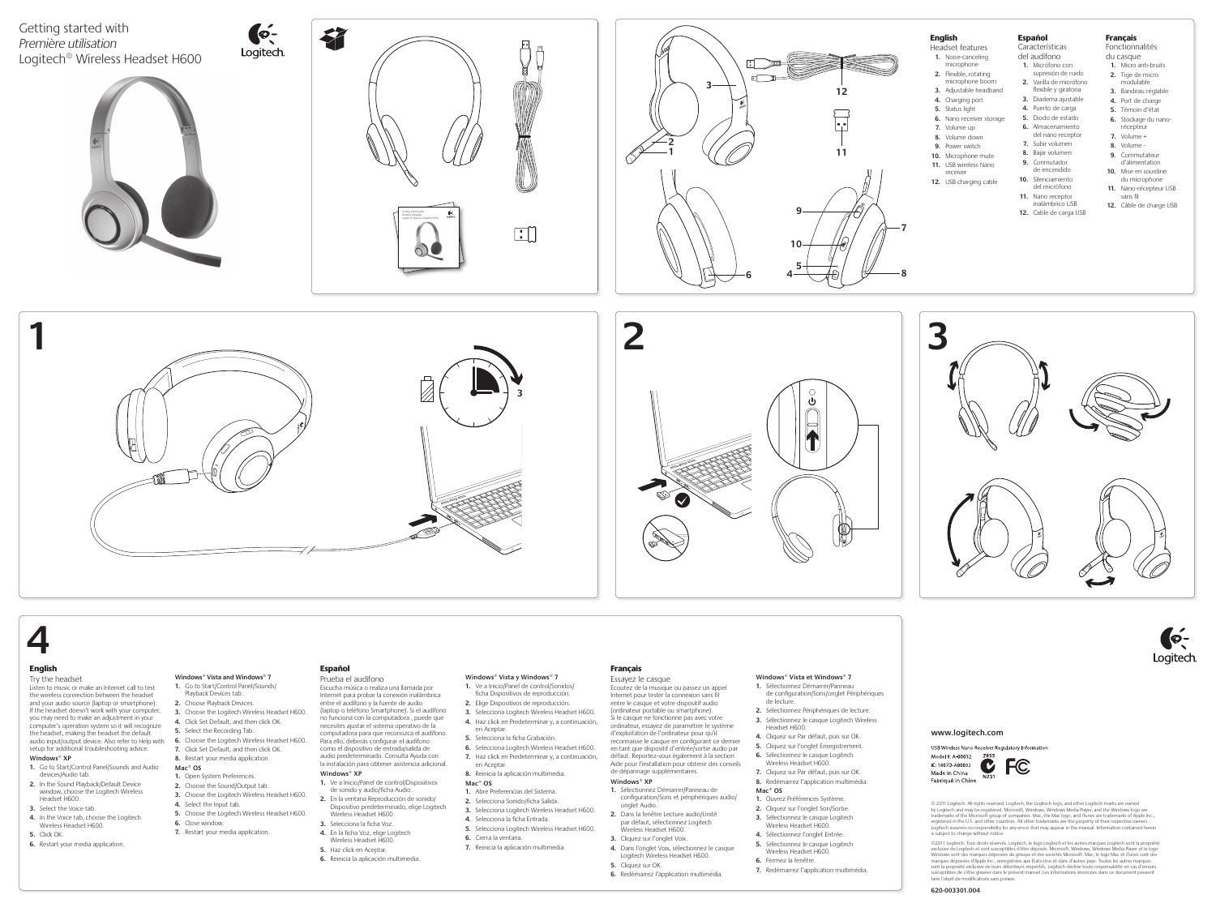# Getting started with
*Première utilisation*
Logitech® Wireless Headset H600

Logitech

### English
Headset features
1. Noise-canceling microphone
2. Flexible, rotating microphone boom
3. Adjustable headband
4. Charging port
5. Status light
6. Nano receiver storage
7. Volume up
8. Volume down
9. Power switch
10. Microphone mute
11. USB wireless Nano receiver
12. USB charging cable

### Español
Características del audífono
1. Micrófono con supresión de ruido
2. Varilla de micrófono flexible y giratoria
3. Diadema ajustable
4. Puerto de carga
5. Diodo de estado
6. Almacenamiento del nano receptor
7. Subir volumen
8. Bajar volumen
9. Conmutador de encendido
10. Silenciamiento del micrófono
11. Nano receptor inalámbrico USB
12. Cable de carga USB

### Français
Fonctionnalités du casque
1. Micro anti-bruits
2. Tige de micro modulable
3. Bandeau réglable
4. Port de charge
5. Témoin d'état
6. Stockage du nano-récepteur
7. Volume +
8. Volume -
9. Commutateur d'alimentation
10. Mise en sourdine du microphone
11. Nano-récepteur USB sans fil
12. Câble de charge USB

# 1

3

# 2

# 3

# 4

### English
Try the headset

Listen to music or make an Internet call to test the wireless connection between the headset and your audio source (laptop or smartphone). If the headset doesn't work with your computer, you may need to make an adjustment in your computer's operating system so it will recognize the headset, making the headset the default audio input/output device. Also refer to Help with setup for additional troubleshooting advice.

**Windows® XP**
1. Go to Start/Control Panel/Sounds and Audio devices/Audio tab.
2. In the Sound Playback/Default Device window, choose the Logitech Wireless Headset H600.
3. Select the Voice tab.
4. In the Voice tab, choose the Logitech Wireless Headset H600.
5. Click OK.
6. Restart your media application.

**Windows® Vista and Windows® 7**
1. Go to Start/Control Panel/Sounds/Playback Devices tab.
2. Choose Playback Devices.
3. Choose the Logitech Wireless Headset H600.
4. Click Set Default, and then click OK.
5. Select the Recording Tab.
6. Choose the Logitech Wireless Headset H600.
7. Click Set Default, and then click OK.
8. Restart your media application.

**Mac® OS**
1. Open System Preferences.
2. Choose the Sound/Output tab.
3. Choose the Logitech Wireless Headset H600.
4. Select the Input tab.
5. Choose the Logitech Wireless Headset H600.
6. Close window.
7. Restart your media application.

### Español
Prueba el audífono

Escucha música o realiza una llamada por Internet para probar la conexión inalámbrica entre el audífono y la fuente de audio (laptop o teléfono Smartphone). Si el audífono no funciona con la computadora , puede que necesites ajustar el sistema operativo de la computadora para que reconozca el audífono. Para ello, deberás configurar el audífono como el dispositivo de entrada/salida de audio predeterminado. Consulta Ayuda con la instalación para obtener asistencia adicional.

**Windows® XP**
1. Ve a Inicio/Panel de control/Dispositivos de sonido y audio/ficha Audio.
2. En la ventana Reproducción de sonido/Dispositivo predeterminado, elige Logitech Wireless Headset H600.
3. Selecciona la ficha Voz.
4. En la ficha Voz, elige Logitech Wireless Headset H600.
5. Haz click en Aceptar.
6. Reinicia la aplicación multimedia.

**Windows® Vista y Windows® 7**
1. Ve a Inicio/Panel de control/Sonidos/ficha Dispositivos de reproducción.
2. Elige Dispositivos de reproducción.
3. Selecciona Logitech Wireless Headset H600.
4. Haz click en Predeterminar y, a continuación, en Aceptar.
5. Selecciona la ficha Grabación.
6. Selecciona Logitech Wireless Headset H600.
7. Haz click en Predeterminar y, a continuación, en Aceptar.
8. Reinicia la aplicación multimedia.

**Mac® OS**
1. Abre Preferencias del Sistema.
2. Selecciona Sonido/ficha Salida.
3. Selecciona Logitech Wireless Headset H600.
4. Selecciona la ficha Entrada.
5. Selecciona Logitech Wireless Headset H600.
6. Cierra la ventana.
7. Reinicia la aplicación multimedia.

### Français
Essayez le casque

Ecoutez de la musique ou passez un appel Internet pour tester la connexion sans fil entre le casque et votre dispositif audio (ordinateur portable ou smartphone). Si le casque ne fonctionne pas avec votre ordinateur, essayez de paramétrer le système d'exploitation de l'ordinateur pour qu'il reconnaisse le casque en configurant ce dernier en tant que dispositif d'entrée/sortie audio par défaut. Reportez-vous également à la section Aide pour l'installation pour obtenir des conseils de dépannage supplémentaires.

**Windows® XP**
1. Sélectionnez Démarrer/Panneau de configuration/Sons et périphériques audio/onglet Audio.
2. Dans la fenêtre Lecture audio/Unité par défaut, sélectionnez Logitech Wireless Headset H600.
3. Cliquez sur l'onglet Voix.
4. Dans l'onglet Voix, sélectionnez le casque Logitech Wireless Headset H600.
5. Cliquez sur OK.
6. Redémarrez l'application multimédia.

**Windows® Vista et Windows® 7**
1. Sélectionnez Démarrer/Panneau de configuration/Sons/onglet Périphériques de lecture.
2. Sélectionnez Périphériques de lecture.
3. Sélectionnez le casque Logitech Wireless Headset H600.
4. Cliquez sur Par défaut, puis sur OK.
5. Cliquez sur l'onglet Enregistrement.
6. Sélectionnez le casque Logitech Wireless Headset H600.
7. Cliquez sur Par défaut, puis sur OK.
8. Redémarrez l'application multimédia.

**Mac® OS**
1. Ouvrez Préférences Système.
2. Cliquez sur l'onglet Son/Sortie.
3. Sélectionnez le casque Logitech Wireless Headset H600.
4. Sélectionnez l'onglet Entrée.
5. Sélectionnez le casque Logitech Wireless Headset H600.
6. Fermez la fenêtre.
7. Redémarrez l'application multimédia.

Logitech

www.logitech.com

USB Wireless Nano Receiver Regulatory Information
Model #: A-00032
K: 1807D-A00032
Made in China
Fabriqué in Chine
2855
N231

© 2011 Logitech. All rights reserved. Logitech, the Logitech logo, and other Logitech marks are owned by Logitech and may be registered. Microsoft, Windows, Windows Media Player, and the Windows logo are trademarks of the Microsoft group of companies. Mac, the Mac logo, and iTunes are trademarks of Apple Inc., registered in the U.S. and other countries. All other trademarks are the property of their respective owners. Logitech assumes no responsibility for any errors that may appear in this manual. Information contained herein is subject to change without notice.

©2011 Logitech. Tous droits réservés. Logitech, le logo Logitech et les autres marques Logitech sont la propriété exclusive de Logitech et sont susceptibles d'être déposés. Microsoft, Windows, Windows Media Player et le logo Windows sont des marques déposées du groupe et des sociétés Microsoft. Mac, le logo Mac et iTunes sont des marques déposées d'Apple Inc., enregistrées aux Etats-Unis et dans d'autres pays. Toutes les autres marques sont la propriété exclusive de leurs détenteurs respectifs. Logitech décline toute responsabilité en cas d'erreurs susceptibles de s'être glissées dans le présent manuel. Les informations énoncées dans ce document peuvent faire l'objet de modifications sans préavis.

620-003301.004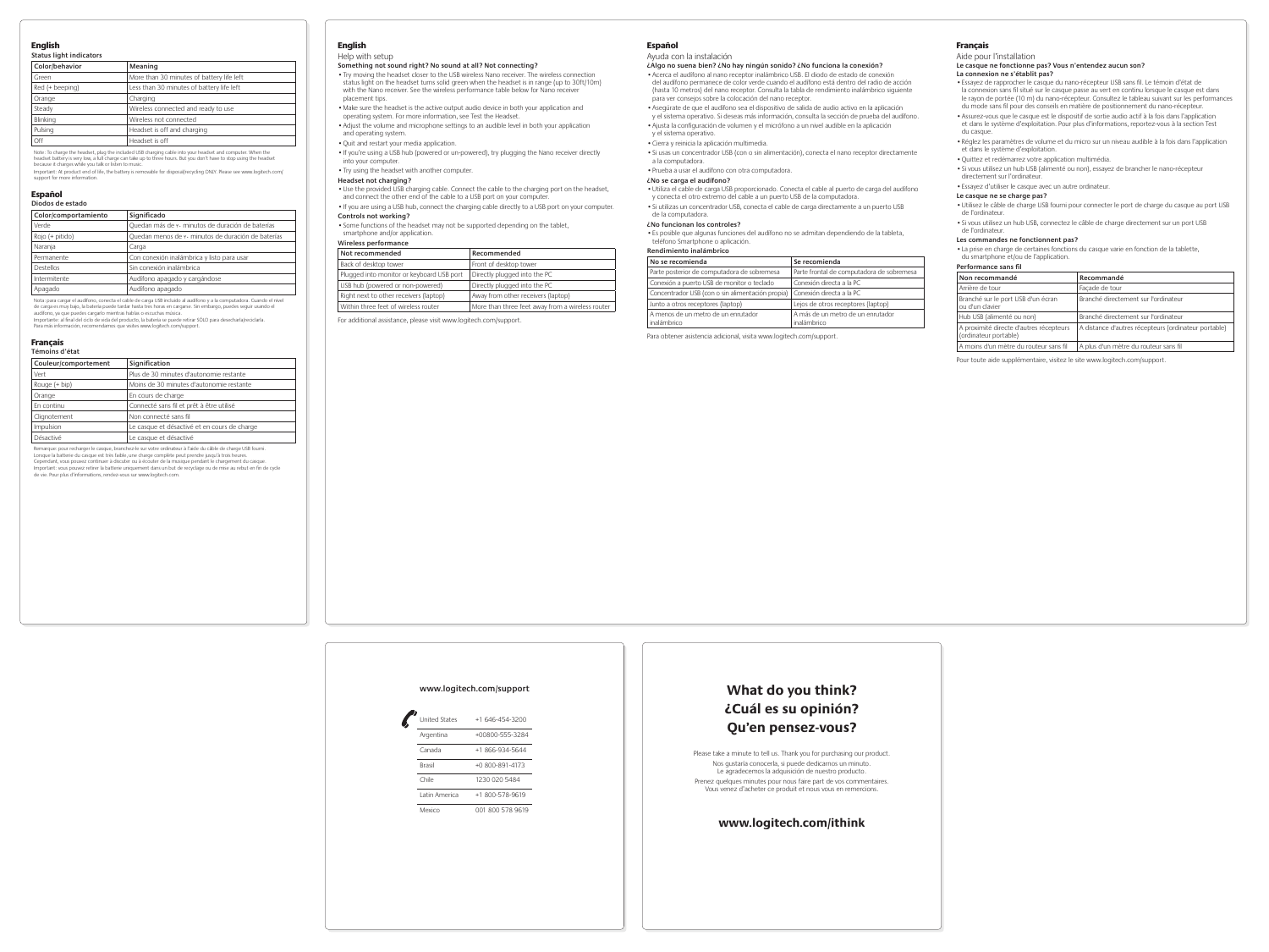## English

### Status light indicators

| Color/behavior | Meaning |
|---|---|
| Green | More than 30 minutes of battery life left |
| Red (+ beeping) | Less than 30 minutes of battery life left |
| Orange | Charging |
| Steady | Wireless connected and ready to use |
| Blinking | Wireless not connected |
| Pulsing | Headset is off and charging |
| Off | Headset is off |

Note: To charge the headset, plug the included USB charging cable into your headset and computer. When the headset battery is very low, a full charge can take up to three hours. But you don't have to stop using the headset because it charges while you talk or listen to music.

Important: At product end of life, the battery is removable for disposal/recycling ONLY. Please see www.logitech.com/support for more information.

## Español

### Diodos de estado

| Color/comportamiento | Significado |
|---|---|
| Verde | Quedan más de +- minutos de duración de baterías |
| Rojo (+ pitido) | Quedan menos de +- minutos de duración de baterías |
| Naranja | Carga |
| Permanente | Con conexión inalámbrica y listo para usar |
| Destellos | Sin conexión inalámbrica |
| Intermitente | Audífono apagado y cargándose |
| Apagado | Audífono apagado |

Nota: para cargar el audífono, conecta el cable de carga USB incluido al audífono y a la computadora. Cuando el nivel de carga es muy bajo, la batería puede tardar hasta tres horas en cargarse. Sin embargo, puedes seguir usando el audífono, ya que puedes cargarlo mientras hablas o escuchas música.

Importante: al final del ciclo de vida del producto, la batería se puede retirar SÓLO para desecharla/reciclarla. Para más información, recomendamos que visites www.logitech.com/support.

## Français

### Témoins d'état

| Couleur/comportement | Signification |
|---|---|
| Vert | Plus de 30 minutes d'autonomie restante |
| Rouge (+ bip) | Moins de 30 minutes d'autonomie restante |
| Orange | En cours de charge |
| En continu | Connecté sans fil et prêt à être utilisé |
| Clignotement | Non connecté sans fil |
| Impulsion | Le casque et désactivé et en cours de charge |
| Désactivé | Le casque et désactivé |

Remarque: pour recharger le casque, branchez-le sur votre ordinateur à l'aide du câble de charge USB fourni. Lorsque la batterie du casque est très faible, une charge complète peut prendre jusqu'à trois heures. Cependant, vous pouvez continuer à discuter ou à écouter de la musique pendant le chargement du casque.

Important: vous pouvez retirer la batterie uniquement dans un but de recyclage ou de mise au rebut en fin de cycle de vie. Pour plus d'informations, rendez-vous sur www.logitech.com.

## English

### Help with setup

**Something not sound right? No sound at all? Not connecting?**

- Try moving the headset closer to the USB wireless Nano receiver. The wireless connection status light on the headset turns solid green when the headset is in range (up to 30ft/10m) with the Nano receiver. See the wireless performance table below for Nano receiver placement tips.
- Make sure the headset is the active output audio device in both your application and operating system. For more information, see Test the Headset.
- Adjust the volume and microphone settings to an audible level in both your application and operating system.
- Quit and restart your media application.
- If you're using a USB hub (powered or un-powered), try plugging the Nano receiver directly into your computer.
- Try using the headset with another computer.

**Headset not charging?**

- Use the provided USB charging cable. Connect the cable to the charging port on the headset, and connect the other end of the cable to a USB port on your computer.
- If you are using a USB hub, connect the charging cable directly to a USB port on your computer.

**Controls not working?**

- Some functions of the headset may not be supported depending on the tablet, smartphone and/or application.

**Wireless performance**

| Not recommended | Recommended |
|---|---|
| Back of desktop tower | Front of desktop tower |
| Plugged into monitor or keyboard USB port | Directly plugged into the PC |
| USB hub (powered or non-powered) | Directly plugged into the PC |
| Right next to other receivers (laptop) | Away from other receivers (laptop) |
| Within three feet of wireless router | More than three feet away from a wireless router |

For additional assistance, please visit www.logitech.com/support.

## Español

### Ayuda con la instalación

**¿Algo no suena bien? ¿No hay ningún sonido? ¿No funciona la conexión?**

- Acerca el audífono al nano receptor inalámbrico USB. El diodo de estado de conexión del audífono permanece de color verde cuando el audífono está dentro del radio de acción (hasta 10 metros) del nano receptor. Consulta la tabla de rendimiento inalámbrico siguiente para ver consejos sobre la colocación del nano receptor.
- Asegúrate de que el audífono sea el dispositivo de salida de audio activo en la aplicación y el sistema operativo. Si deseas más información, consulta la sección de prueba del audífono.
- Ajusta la configuración de volumen y el micrófono a un nivel audible en la aplicación y el sistema operativo.
- Cierra y reinicia la aplicación multimedia.
- Si usas un concentrador USB (con o sin alimentación), conecta el nano receptor directamente a la computadora.
- Prueba a usar el audífono con otra computadora.

**¿No se carga el audífono?**

- Utiliza el cable de carga USB proporcionado. Conecta el cable al puerto de carga del audífono y conecta el otro extremo del cable a un puerto USB de la computadora.
- Si utilizas un concentrador USB, conecta el cable de carga directamente a un puerto USB de la computadora.

**¿No funcionan los controles?**

- Es posible que algunas funciones del audífono no se admitan dependiendo de la tableta, teléfono Smartphone o aplicación.

**Rendimiento inalámbrico**

| No se recomienda | Se recomienda |
|---|---|
| Parte posterior de computadora de sobremesa | Parte frontal de computadora de sobremesa |
| Conexión a puerto USB de monitor o teclado | Conexión directa a la PC |
| Concentrador USB (con o sin alimentación propia) | Conexión directa a la PC |
| Junto a otros receptores (laptop) | Lejos de otros receptores (laptop) |
| A menos de un metro de un enrutador inalámbrico | A más de un metro de un enrutador inalámbrico |

Para obtener asistencia adicional, visita www.logitech.com/support.

## Français

### Aide pour l'installation

**Le casque ne fonctionne pas? Vous n'entendez aucun son? La connexion ne s'établit pas?**

- Essayez de rapprocher le casque du nano-récepteur USB sans fil. Le témoin d'état de la connexion sans fil situé sur le casque passe au vert en continu lorsque le casque est dans le rayon de portée (10 m) du nano-récepteur. Consultez le tableau suivant sur les performances du mode sans fil pour des conseils en matière de positionnement du nano-récepteur.
- Assurez-vous que le casque est le dispositif de sortie audio actif à la fois dans l'application et dans le système d'exploitation. Pour plus d'informations, reportez-vous à la section Test du casque.
- Réglez les paramètres de volume et du micro sur un niveau audible à la fois dans l'application et dans le système d'exploitation.
- Quittez et redémarrez votre application multimédia.
- Si vous utilisez un hub USB (alimenté ou non), essayez de brancher le nano-récepteur directement sur l'ordinateur.
- Essayez d'utiliser le casque avec un autre ordinateur.

**Le casque ne se charge pas?**

- Utilisez le câble de charge USB fourni pour connecter le port de charge du casque au port USB de l'ordinateur.
- Si vous utilisez un hub USB, connectez le câble de charge directement sur un port USB de l'ordinateur.

**Les commandes ne fonctionnent pas?**

- La prise en charge de certaines fonctions du casque varie en fonction de la tablette, du smartphone et/ou de l'application.

**Performance sans fil**

| Non recommandé | Recommandé |
|---|---|
| Arrière de tour | Façade de tour |
| Branché sur le port USB d'un écran ou d'un clavier | Branché directement sur l'ordinateur |
| Hub USB (alimenté ou non) | Branché directement sur l'ordinateur |
| A proximité directe d'autres récepteurs (ordinateur portable) | A distance d'autres récepteurs (ordinateur portable) |
| A moins d'un mètre du routeur sans fil | A plus d'un mètre du routeur sans fil |

Pour toute aide supplémentaire, visitez le site www.logitech.com/support.

**www.logitech.com/support**

| | |
|---|---|
| United States | +1 646-454-3200 |
| Argentina | +00800-555-3284 |
| Canada | +1 866-934-5644 |
| Brasil | +0 800-891-4173 |
| Chile | 1230 020 5484 |
| Latin America | +1 800-578-9619 |
| Mexico | 001 800 578 9619 |

## What do you think?
## ¿Cuál es su opinión?
## Qu'en pensez-vous?

Please take a minute to tell us. Thank you for purchasing our product.

Nos gustaría conocerla, si puede dedicarnos un minuto.
Le agradecemos la adquisición de nuestro producto.

Prenez quelques minutes pour nous faire part de vos commentaires.
Vous venez d'acheter ce produit et nous vous en remercions.

**www.logitech.com/ithink**